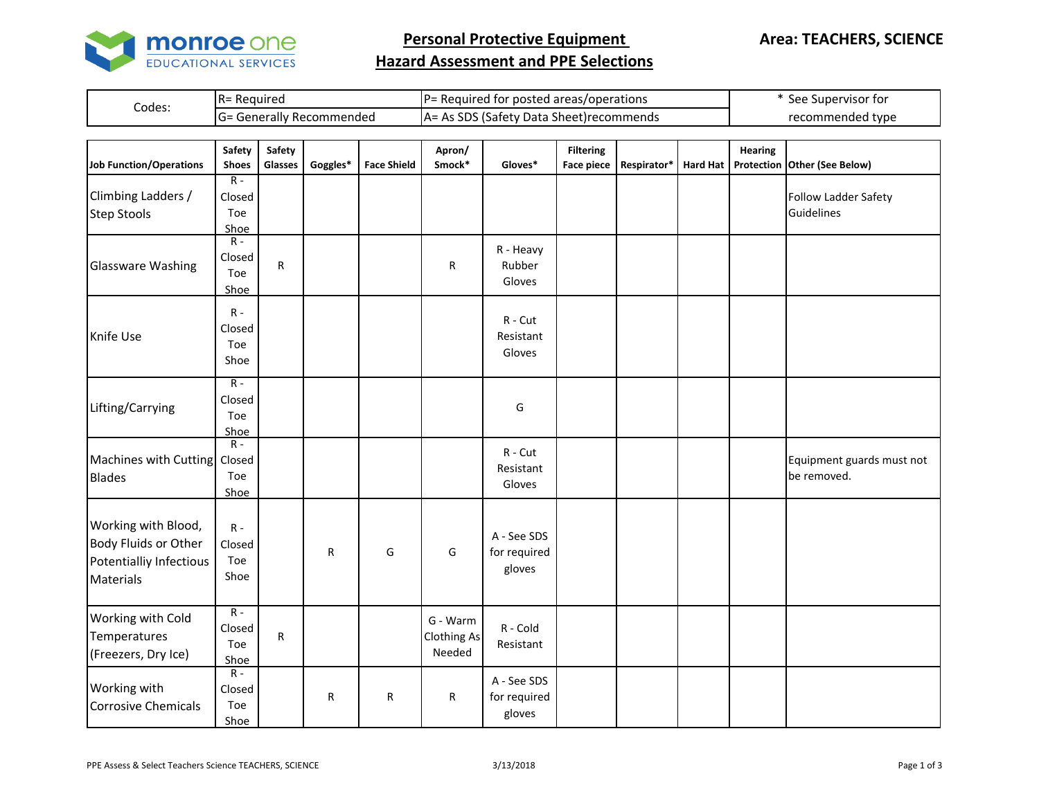monroe one EDUCATIONAL SERVICES

# Personal Protective Equipment
# Hazard Assessment and PPE Selections

**Area: TEACHERS, SCIENCE**

| Codes: | R= Required | P= Required for posted areas/operations | * See Supervisor for recommended type |
|---|---|---|---|
| | G= Generally Recommended | A= As SDS (Safety Data Sheet)recommends | |

| Job Function/Operations | Safety Shoes | Safety Glasses | Goggles* | Face Shield | Apron/ Smock* | Gloves* | Filtering Face piece | Respirator* | Hard Hat | Hearing Protection | Other (See Below) |
|---|---|---|---|---|---|---|---|---|---|---|---|
| Climbing Ladders / Step Stools | R - Closed Toe Shoe | | | | | | | | | | Follow Ladder Safety Guidelines |
| Glassware Washing | R - Closed Toe Shoe | R | | | R | R - Heavy Rubber Gloves | | | | | |
| Knife Use | R - Closed Toe Shoe | | | | | R - Cut Resistant Gloves | | | | | |
| Lifting/Carrying | R - Closed Toe Shoe | | | | | G | | | | | |
| Machines with Cutting Blades | R - Closed Toe Shoe | | | | | R - Cut Resistant Gloves | | | | | Equipment guards must not be removed. |
| Working with Blood, Body Fluids or Other Potentialliy Infectious Materials | R - Closed Toe Shoe | | R | G | G | A - See SDS for required gloves | | | | | |
| Working with Cold Temperatures (Freezers, Dry Ice) | R - Closed Toe Shoe | R | | | G - Warm Clothing As Needed | R - Cold Resistant | | | | | |
| Working with Corrosive Chemicals | R - Closed Toe Shoe | | R | R | R | A - See SDS for required gloves | | | | | |

PPE Assess & Select Teachers Science TEACHERS, SCIENCE 3/13/2018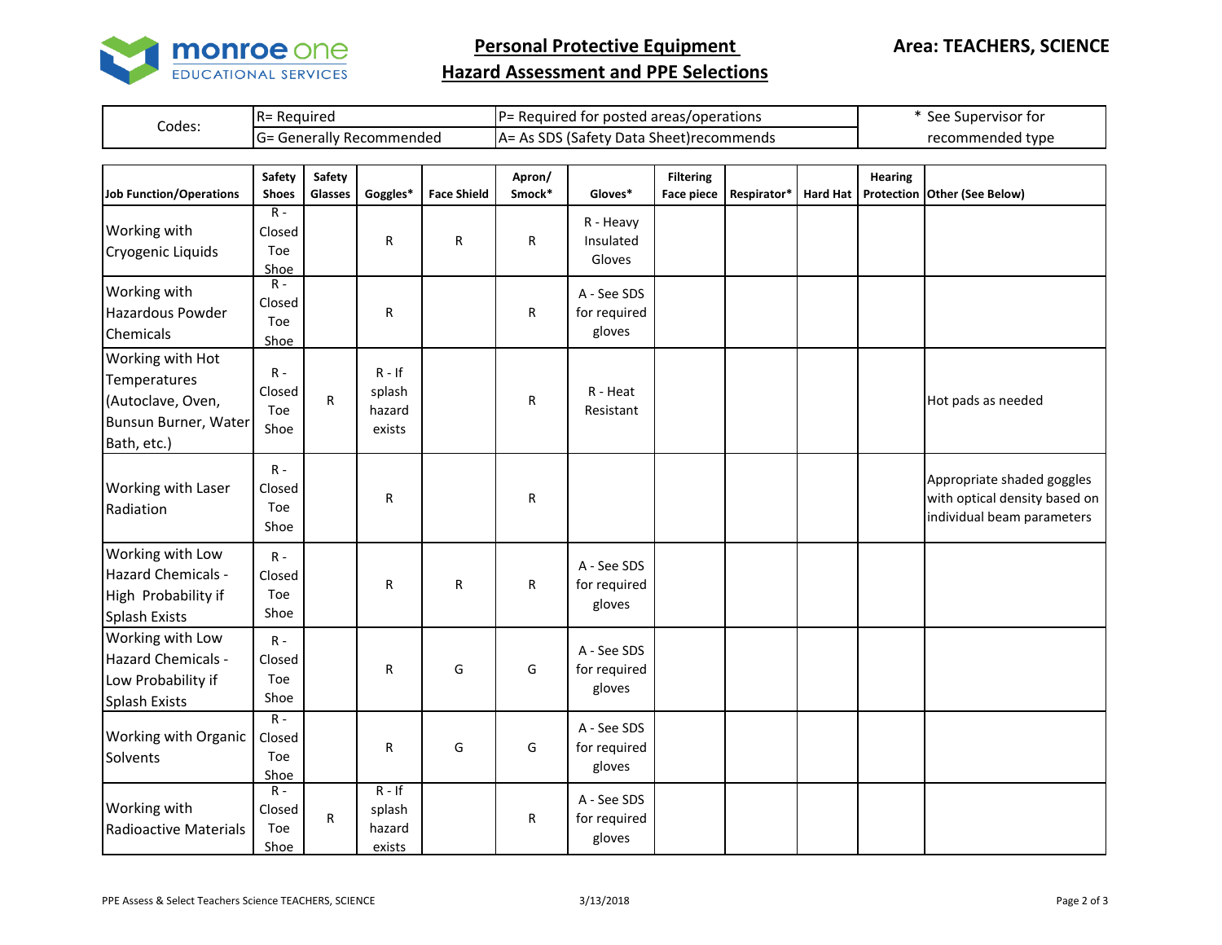monroe one EDUCATIONAL SERVICES

# Personal Protective Equipment Hazard Assessment and PPE Selections

**Area: TEACHERS, SCIENCE**

| Codes: | R= Required | P= Required for posted areas/operations | * See Supervisor for recommended type |
|---|---|---|---|
| | G= Generally Recommended | A= As SDS (Safety Data Sheet)recommends | |

| Job Function/Operations | Safety Shoes | Safety Glasses | Goggles* | Face Shield | Apron/ Smock* | Gloves* | Filtering Face piece | Respirator* | Hard Hat | Hearing Protection | Other (See Below) |
|---|---|---|---|---|---|---|---|---|---|---|---|
| Working with Cryogenic Liquids | R - Closed Toe Shoe | | R | R | R | R - Heavy Insulated Gloves | | | | | |
| Working with Hazardous Powder Chemicals | R - Closed Toe Shoe | | R | | R | A - See SDS for required gloves | | | | | |
| Working with Hot Temperatures (Autoclave, Oven, Bunsun Burner, Water Bath, etc.) | R - Closed Toe Shoe | R | R - If splash hazard exists | | R | R - Heat Resistant | | | | | Hot pads as needed |
| Working with Laser Radiation | R - Closed Toe Shoe | | R | | R | | | | | | Appropriate shaded goggles with optical density based on individual beam parameters |
| Working with Low Hazard Chemicals - High Probability if Splash Exists | R - Closed Toe Shoe | | R | R | R | A - See SDS for required gloves | | | | | |
| Working with Low Hazard Chemicals - Low Probability if Splash Exists | R - Closed Toe Shoe | | R | G | G | A - See SDS for required gloves | | | | | |
| Working with Organic Solvents | R - Closed Toe Shoe | | R | G | G | A - See SDS for required gloves | | | | | |
| Working with Radioactive Materials | R - Closed Toe Shoe | R | R - If splash hazard exists | | R | A - See SDS for required gloves | | | | | |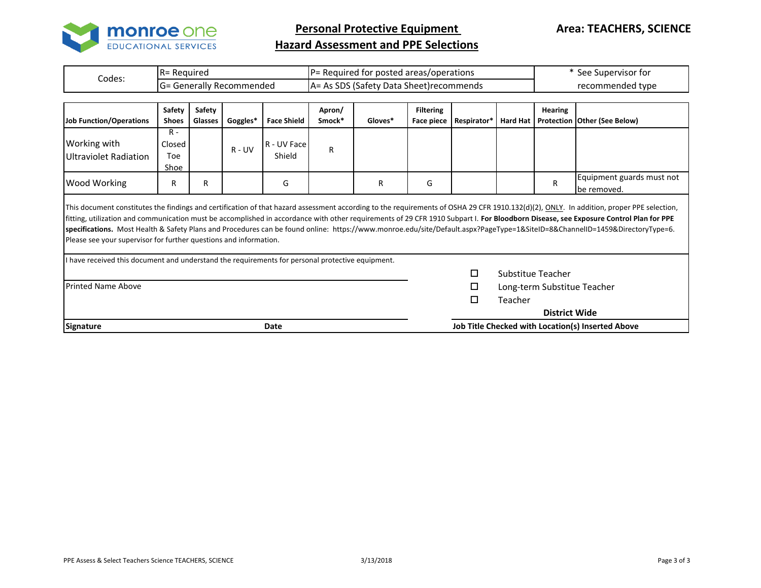monroe one EDUCATIONAL SERVICES

# Personal Protective Equipment Hazard Assessment and PPE Selections

**Area: TEACHERS, SCIENCE**

| Codes: | | | |
|---|---|---|---|
| | R= Required | P= Required for posted areas/operations | * See Supervisor for recommended type |
| | G= Generally Recommended | A= As SDS (Safety Data Sheet)recommends | |

| Job Function/Operations | Safety Shoes | Safety Glasses | Goggles* | Face Shield | Apron/ Smock* | Gloves* | Filtering Face piece | Respirator* | Hard Hat | Hearing Protection | Other (See Below) |
|---|---|---|---|---|---|---|---|---|---|---|---|
| Working with Ultraviolet Radiation | R - Closed Toe Shoe | | R - UV | R - UV Face Shield | R | | | | | | |
| Wood Working | R | R | | G | | R | G | | | R | Equipment guards must not be removed. |

This document constitutes the findings and certification of that hazard assessment according to the requirements of OSHA 29 CFR 1910.132(d)(2), ONLY. In addition, proper PPE selection, fitting, utilization and communication must be accomplished in accordance with other requirements of 29 CFR 1910 Subpart I. **For Bloodborn Disease, see Exposure Control Plan for PPE specifications.** Most Health & Safety Plans and Procedures can be found online: https://www.monroe.edu/site/Default.aspx?PageType=1&SiteID=8&ChannelID=1459&DirectoryType=6. Please see your supervisor for further questions and information.

I have received this document and understand the requirements for personal protective equipment.

Printed Name Above

☐ Substitue Teacher

☐ Long-term Substitue Teacher

☐ Teacher

**District Wide**

**Signature** **Date** **Job Title Checked with Location(s) Inserted Above**

PPE Assess & Select Teachers Science TEACHERS, SCIENCE 3/13/2018